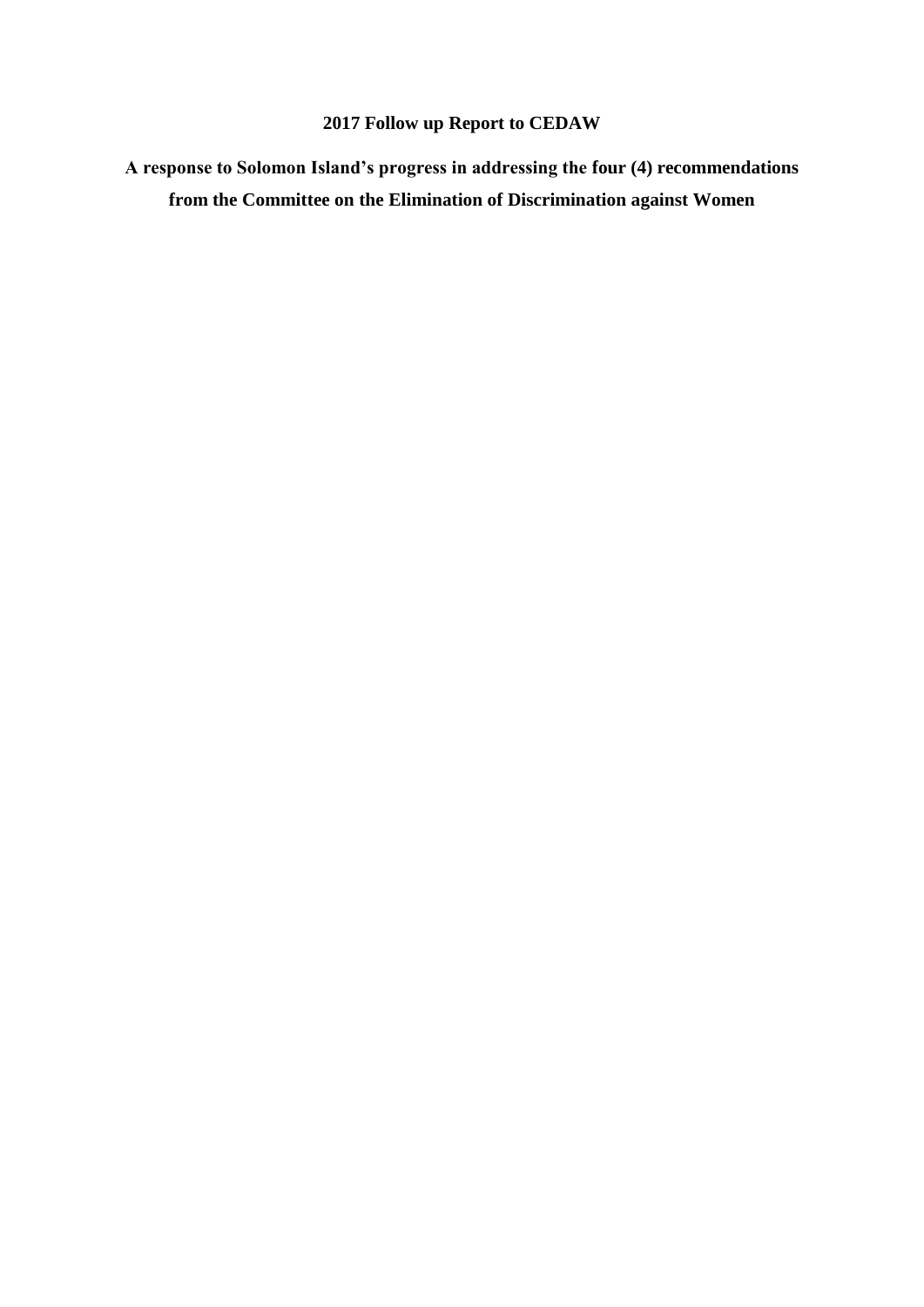# 2017 Follow up Report to CEDAW

## A response to Solomon Island's progress in addressing the four (4) recommendations from the Committee on the Elimination of Discrimination against Women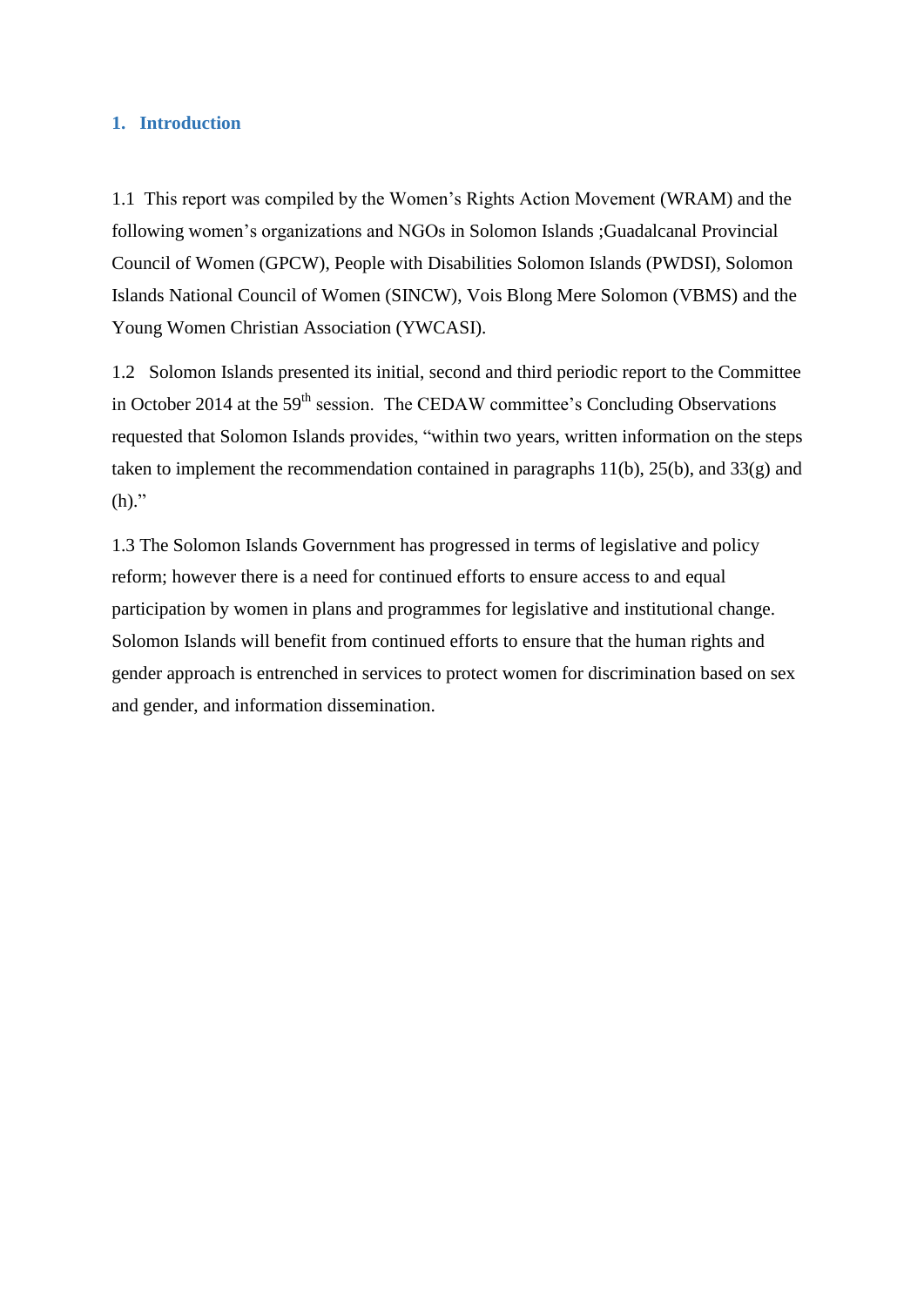## 1. Introduction

1.1 This report was compiled by the Women's Rights Action Movement (WRAM) and the following women's organizations and NGOs in Solomon Islands ;Guadalcanal Provincial Council of Women (GPCW), People with Disabilities Solomon Islands (PWDSI), Solomon Islands National Council of Women (SINCW), Vois Blong Mere Solomon (VBMS) and the Young Women Christian Association (YWCASI).

1.2 Solomon Islands presented its initial, second and third periodic report to the Committee in October 2014 at the 59th session. The CEDAW committee's Concluding Observations requested that Solomon Islands provides, "within two years, written information on the steps taken to implement the recommendation contained in paragraphs 11(b), 25(b), and 33(g) and (h)."

1.3 The Solomon Islands Government has progressed in terms of legislative and policy reform; however there is a need for continued efforts to ensure access to and equal participation by women in plans and programmes for legislative and institutional change. Solomon Islands will benefit from continued efforts to ensure that the human rights and gender approach is entrenched in services to protect women for discrimination based on sex and gender, and information dissemination.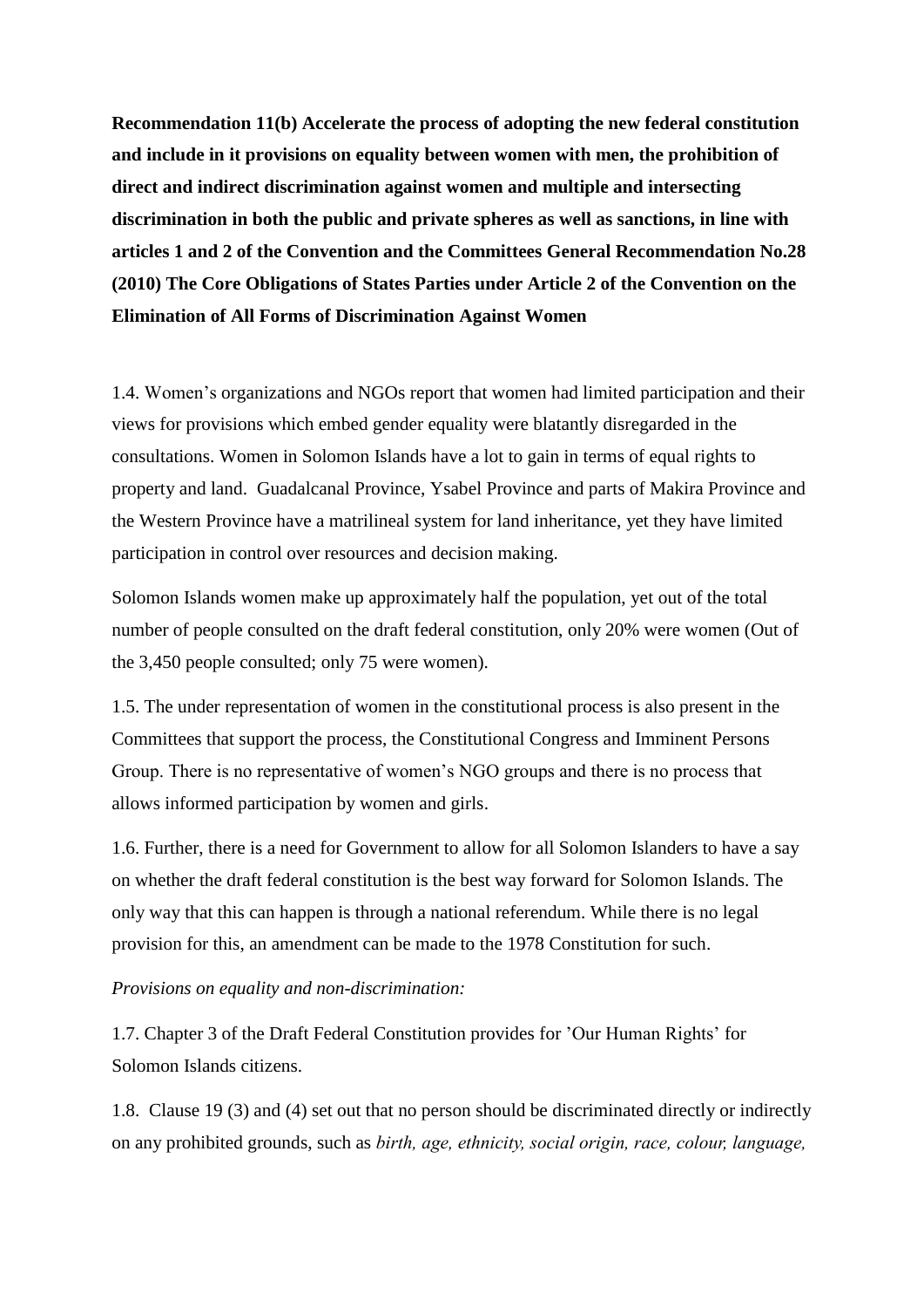**Recommendation 11(b) Accelerate the process of adopting the new federal constitution and include in it provisions on equality between women with men, the prohibition of direct and indirect discrimination against women and multiple and intersecting discrimination in both the public and private spheres as well as sanctions, in line with articles 1 and 2 of the Convention and the Committees General Recommendation No.28 (2010) The Core Obligations of States Parties under Article 2 of the Convention on the Elimination of All Forms of Discrimination Against Women**

1.4. Women's organizations and NGOs report that women had limited participation and their views for provisions which embed gender equality were blatantly disregarded in the consultations. Women in Solomon Islands have a lot to gain in terms of equal rights to property and land. Guadalcanal Province, Ysabel Province and parts of Makira Province and the Western Province have a matrilineal system for land inheritance, yet they have limited participation in control over resources and decision making.

Solomon Islands women make up approximately half the population, yet out of the total number of people consulted on the draft federal constitution, only 20% were women (Out of the 3,450 people consulted; only 75 were women).

1.5. The under representation of women in the constitutional process is also present in the Committees that support the process, the Constitutional Congress and Imminent Persons Group. There is no representative of women's NGO groups and there is no process that allows informed participation by women and girls.

1.6. Further, there is a need for Government to allow for all Solomon Islanders to have a say on whether the draft federal constitution is the best way forward for Solomon Islands. The only way that this can happen is through a national referendum. While there is no legal provision for this, an amendment can be made to the 1978 Constitution for such.

*Provisions on equality and non-discrimination:*

1.7. Chapter 3 of the Draft Federal Constitution provides for 'Our Human Rights' for Solomon Islands citizens.

1.8. Clause 19 (3) and (4) set out that no person should be discriminated directly or indirectly on any prohibited grounds, such as *birth, age, ethnicity, social origin, race, colour, language,*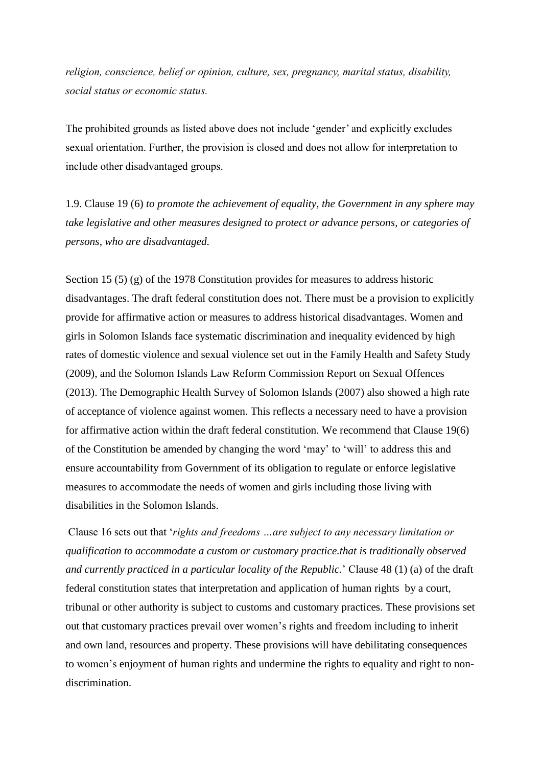*religion, conscience, belief or opinion, culture, sex, pregnancy, marital status, disability, social status or economic status.*

The prohibited grounds as listed above does not include 'gender' and explicitly excludes sexual orientation. Further, the provision is closed and does not allow for interpretation to include other disadvantaged groups.

1.9. Clause 19 (6) *to promote the achievement of equality, the Government in any sphere may take legislative and other measures designed to protect or advance persons, or categories of persons, who are disadvantaged.*

Section 15 (5) (g) of the 1978 Constitution provides for measures to address historic disadvantages. The draft federal constitution does not. There must be a provision to explicitly provide for affirmative action or measures to address historical disadvantages. Women and girls in Solomon Islands face systematic discrimination and inequality evidenced by high rates of domestic violence and sexual violence set out in the Family Health and Safety Study (2009), and the Solomon Islands Law Reform Commission Report on Sexual Offences (2013). The Demographic Health Survey of Solomon Islands (2007) also showed a high rate of acceptance of violence against women. This reflects a necessary need to have a provision for affirmative action within the draft federal constitution. We recommend that Clause 19(6) of the Constitution be amended by changing the word 'may' to 'will' to address this and ensure accountability from Government of its obligation to regulate or enforce legislative measures to accommodate the needs of women and girls including those living with disabilities in the Solomon Islands.

Clause 16 sets out that '*rights and freedoms …are subject to any necessary limitation or qualification to accommodate a custom or customary practice.that is traditionally observed and currently practiced in a particular locality of the Republic.*' Clause 48 (1) (a) of the draft federal constitution states that interpretation and application of human rights by a court, tribunal or other authority is subject to customs and customary practices. These provisions set out that customary practices prevail over women's rights and freedom including to inherit and own land, resources and property. These provisions will have debilitating consequences to women's enjoyment of human rights and undermine the rights to equality and right to non-discrimination.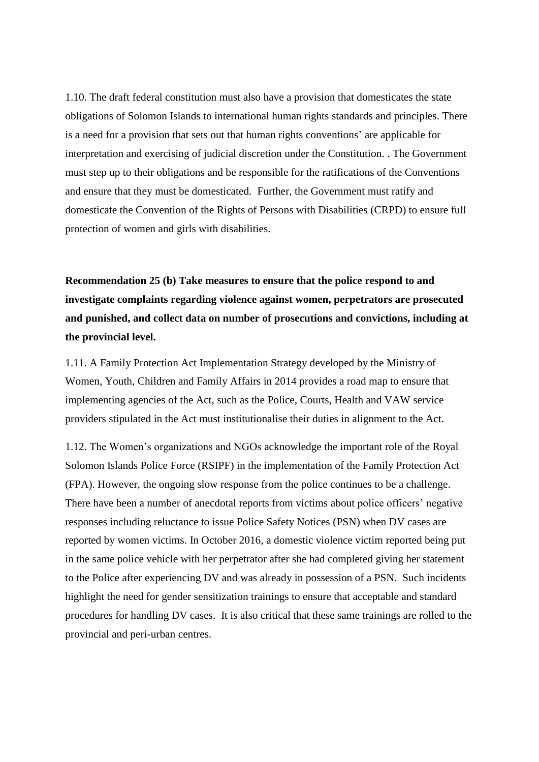1.10. The draft federal constitution must also have a provision that domesticates the state obligations of Solomon Islands to international human rights standards and principles. There is a need for a provision that sets out that human rights conventions' are applicable for interpretation and exercising of judicial discretion under the Constitution. . The Government must step up to their obligations and be responsible for the ratifications of the Conventions and ensure that they must be domesticated. Further, the Government must ratify and domesticate the Convention of the Rights of Persons with Disabilities (CRPD) to ensure full protection of women and girls with disabilities.

**Recommendation 25 (b) Take measures to ensure that the police respond to and investigate complaints regarding violence against women, perpetrators are prosecuted and punished, and collect data on number of prosecutions and convictions, including at the provincial level.**

1.11. A Family Protection Act Implementation Strategy developed by the Ministry of Women, Youth, Children and Family Affairs in 2014 provides a road map to ensure that implementing agencies of the Act, such as the Police, Courts, Health and VAW service providers stipulated in the Act must institutionalise their duties in alignment to the Act.

1.12. The Women's organizations and NGOs acknowledge the important role of the Royal Solomon Islands Police Force (RSIPF) in the implementation of the Family Protection Act (FPA). However, the ongoing slow response from the police continues to be a challenge. There have been a number of anecdotal reports from victims about police officers' negative responses including reluctance to issue Police Safety Notices (PSN) when DV cases are reported by women victims. In October 2016, a domestic violence victim reported being put in the same police vehicle with her perpetrator after she had completed giving her statement to the Police after experiencing DV and was already in possession of a PSN. Such incidents highlight the need for gender sensitization trainings to ensure that acceptable and standard procedures for handling DV cases. It is also critical that these same trainings are rolled to the provincial and peri-urban centres.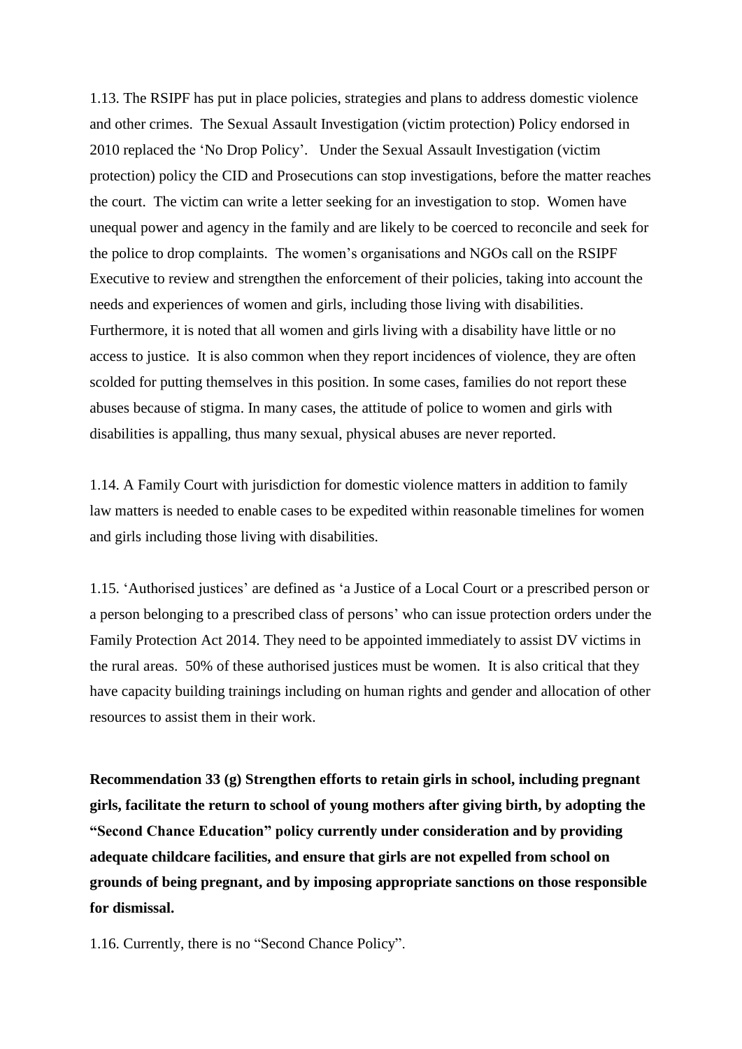1.13. The RSIPF has put in place policies, strategies and plans to address domestic violence and other crimes. The Sexual Assault Investigation (victim protection) Policy endorsed in 2010 replaced the 'No Drop Policy'. Under the Sexual Assault Investigation (victim protection) policy the CID and Prosecutions can stop investigations, before the matter reaches the court. The victim can write a letter seeking for an investigation to stop. Women have unequal power and agency in the family and are likely to be coerced to reconcile and seek for the police to drop complaints. The women's organisations and NGOs call on the RSIPF Executive to review and strengthen the enforcement of their policies, taking into account the needs and experiences of women and girls, including those living with disabilities. Furthermore, it is noted that all women and girls living with a disability have little or no access to justice. It is also common when they report incidences of violence, they are often scolded for putting themselves in this position. In some cases, families do not report these abuses because of stigma. In many cases, the attitude of police to women and girls with disabilities is appalling, thus many sexual, physical abuses are never reported.

1.14. A Family Court with jurisdiction for domestic violence matters in addition to family law matters is needed to enable cases to be expedited within reasonable timelines for women and girls including those living with disabilities.

1.15. 'Authorised justices' are defined as 'a Justice of a Local Court or a prescribed person or a person belonging to a prescribed class of persons' who can issue protection orders under the Family Protection Act 2014. They need to be appointed immediately to assist DV victims in the rural areas. 50% of these authorised justices must be women. It is also critical that they have capacity building trainings including on human rights and gender and allocation of other resources to assist them in their work.

**Recommendation 33 (g) Strengthen efforts to retain girls in school, including pregnant girls, facilitate the return to school of young mothers after giving birth, by adopting the "Second Chance Education" policy currently under consideration and by providing adequate childcare facilities, and ensure that girls are not expelled from school on grounds of being pregnant, and by imposing appropriate sanctions on those responsible for dismissal.**

1.16. Currently, there is no "Second Chance Policy".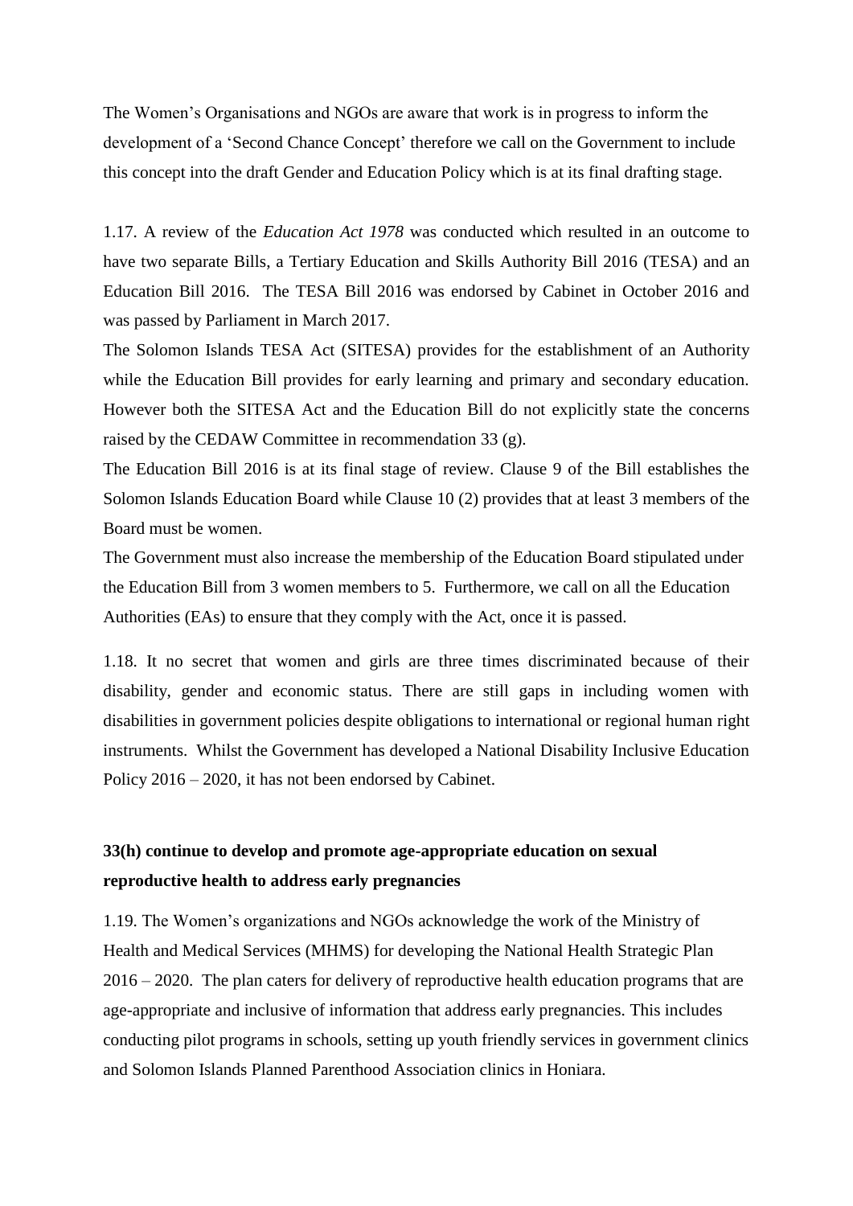The Women's Organisations and NGOs are aware that work is in progress to inform the development of a 'Second Chance Concept' therefore we call on the Government to include this concept into the draft Gender and Education Policy which is at its final drafting stage.

1.17. A review of the *Education Act 1978* was conducted which resulted in an outcome to have two separate Bills, a Tertiary Education and Skills Authority Bill 2016 (TESA) and an Education Bill 2016. The TESA Bill 2016 was endorsed by Cabinet in October 2016 and was passed by Parliament in March 2017.

The Solomon Islands TESA Act (SITESA) provides for the establishment of an Authority while the Education Bill provides for early learning and primary and secondary education. However both the SITESA Act and the Education Bill do not explicitly state the concerns raised by the CEDAW Committee in recommendation 33 (g).

The Education Bill 2016 is at its final stage of review. Clause 9 of the Bill establishes the Solomon Islands Education Board while Clause 10 (2) provides that at least 3 members of the Board must be women.

The Government must also increase the membership of the Education Board stipulated under the Education Bill from 3 women members to 5. Furthermore, we call on all the Education Authorities (EAs) to ensure that they comply with the Act, once it is passed.

1.18. It no secret that women and girls are three times discriminated because of their disability, gender and economic status. There are still gaps in including women with disabilities in government policies despite obligations to international or regional human right instruments. Whilst the Government has developed a National Disability Inclusive Education Policy 2016 – 2020, it has not been endorsed by Cabinet.

### 33(h) continue to develop and promote age-appropriate education on sexual reproductive health to address early pregnancies

1.19. The Women's organizations and NGOs acknowledge the work of the Ministry of Health and Medical Services (MHMS) for developing the National Health Strategic Plan 2016 – 2020. The plan caters for delivery of reproductive health education programs that are age-appropriate and inclusive of information that address early pregnancies. This includes conducting pilot programs in schools, setting up youth friendly services in government clinics and Solomon Islands Planned Parenthood Association clinics in Honiara.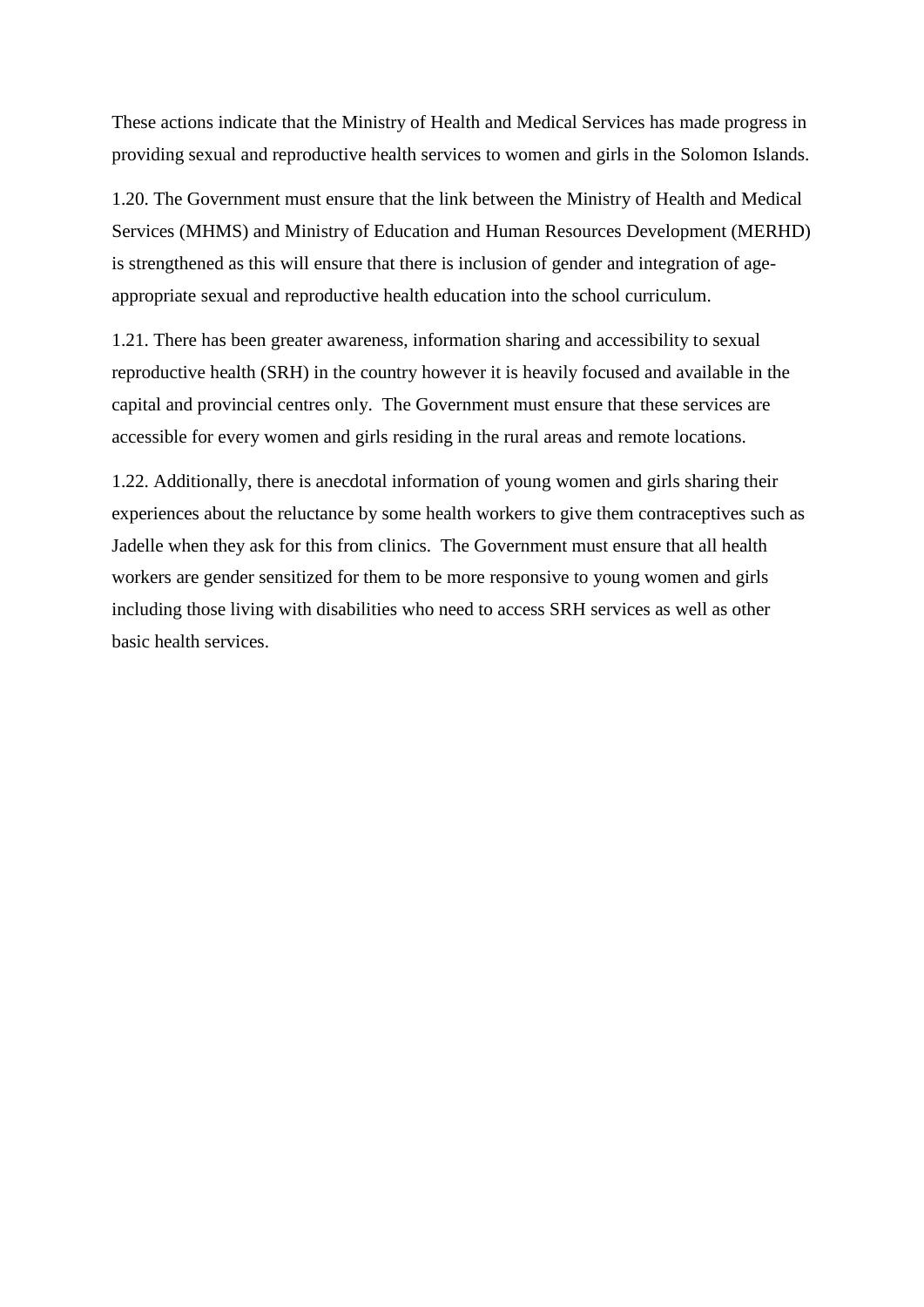These actions indicate that the Ministry of Health and Medical Services has made progress in providing sexual and reproductive health services to women and girls in the Solomon Islands.

1.20. The Government must ensure that the link between the Ministry of Health and Medical Services (MHMS) and Ministry of Education and Human Resources Development (MERHD) is strengthened as this will ensure that there is inclusion of gender and integration of age-appropriate sexual and reproductive health education into the school curriculum.

1.21. There has been greater awareness, information sharing and accessibility to sexual reproductive health (SRH) in the country however it is heavily focused and available in the capital and provincial centres only. The Government must ensure that these services are accessible for every women and girls residing in the rural areas and remote locations.

1.22. Additionally, there is anecdotal information of young women and girls sharing their experiences about the reluctance by some health workers to give them contraceptives such as Jadelle when they ask for this from clinics. The Government must ensure that all health workers are gender sensitized for them to be more responsive to young women and girls including those living with disabilities who need to access SRH services as well as other basic health services.